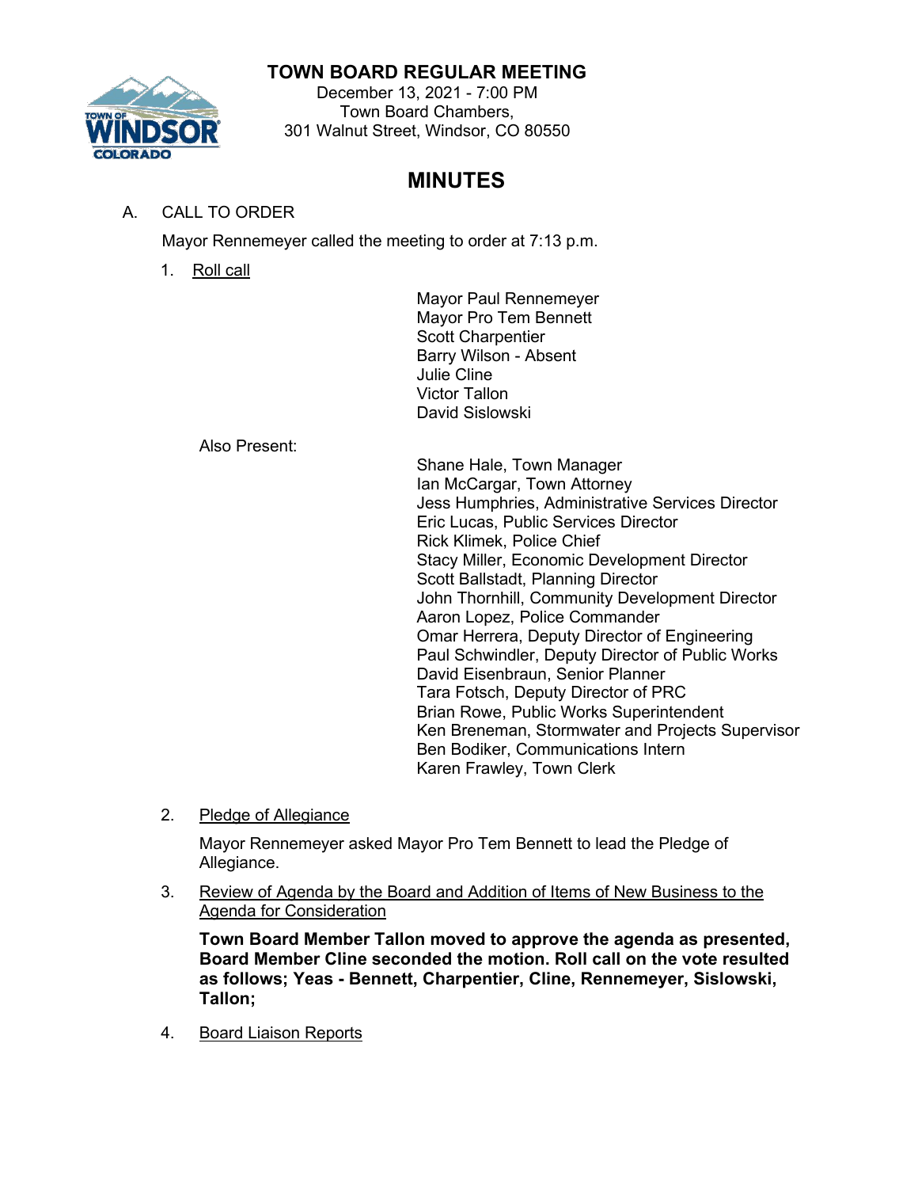# TOWN BOARD REGULAR MEETING

December 13, 2021 - 7:00 PM
Town Board Chambers,
301 Walnut Street, Windsor, CO 80550

## MINUTES

A. CALL TO ORDER

Mayor Rennemeyer called the meeting to order at 7:13 p.m.

1. Roll call

Mayor Paul Rennemeyer
Mayor Pro Tem Bennett
Scott Charpentier
Barry Wilson - Absent
Julie Cline
Victor Tallon
David Sislowski

Also Present:

Shane Hale, Town Manager
Ian McCargar, Town Attorney
Jess Humphries, Administrative Services Director
Eric Lucas, Public Services Director
Rick Klimek, Police Chief
Stacy Miller, Economic Development Director
Scott Ballstadt, Planning Director
John Thornhill, Community Development Director
Aaron Lopez, Police Commander
Omar Herrera, Deputy Director of Engineering
Paul Schwindler, Deputy Director of Public Works
David Eisenbraun, Senior Planner
Tara Fotsch, Deputy Director of PRC
Brian Rowe, Public Works Superintendent
Ken Breneman, Stormwater and Projects Supervisor
Ben Bodiker, Communications Intern
Karen Frawley, Town Clerk

2. Pledge of Allegiance

Mayor Rennemeyer asked Mayor Pro Tem Bennett to lead the Pledge of Allegiance.

3. Review of Agenda by the Board and Addition of Items of New Business to the Agenda for Consideration

**Town Board Member Tallon moved to approve the agenda as presented, Board Member Cline seconded the motion. Roll call on the vote resulted as follows; Yeas - Bennett, Charpentier, Cline, Rennemeyer, Sislowski, Tallon;**

4. Board Liaison Reports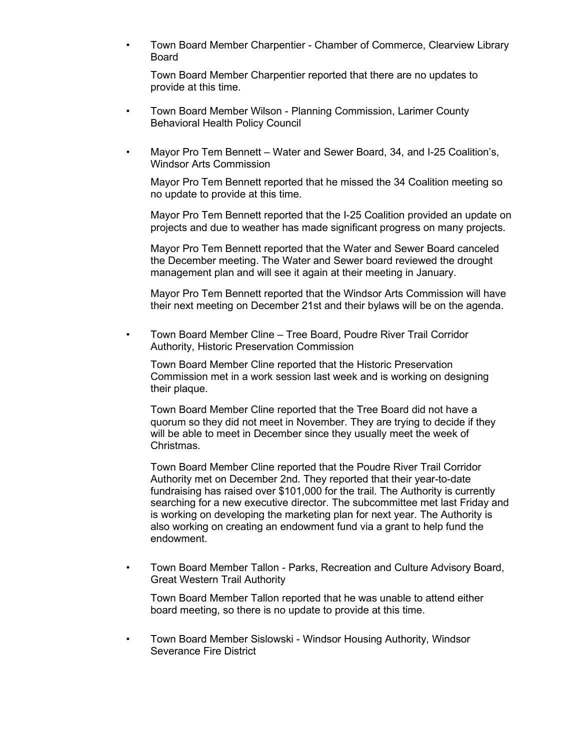- Town Board Member Charpentier - Chamber of Commerce, Clearview Library Board

  Town Board Member Charpentier reported that there are no updates to provide at this time.

- Town Board Member Wilson - Planning Commission, Larimer County Behavioral Health Policy Council

- Mayor Pro Tem Bennett – Water and Sewer Board, 34, and I-25 Coalition's, Windsor Arts Commission

  Mayor Pro Tem Bennett reported that he missed the 34 Coalition meeting so no update to provide at this time.

  Mayor Pro Tem Bennett reported that the I-25 Coalition provided an update on projects and due to weather has made significant progress on many projects.

  Mayor Pro Tem Bennett reported that the Water and Sewer Board canceled the December meeting. The Water and Sewer board reviewed the drought management plan and will see it again at their meeting in January.

  Mayor Pro Tem Bennett reported that the Windsor Arts Commission will have their next meeting on December 21st and their bylaws will be on the agenda.

- Town Board Member Cline – Tree Board, Poudre River Trail Corridor Authority, Historic Preservation Commission

  Town Board Member Cline reported that the Historic Preservation Commission met in a work session last week and is working on designing their plaque.

  Town Board Member Cline reported that the Tree Board did not have a quorum so they did not meet in November. They are trying to decide if they will be able to meet in December since they usually meet the week of Christmas.

  Town Board Member Cline reported that the Poudre River Trail Corridor Authority met on December 2nd. They reported that their year-to-date fundraising has raised over $101,000 for the trail. The Authority is currently searching for a new executive director. The subcommittee met last Friday and is working on developing the marketing plan for next year. The Authority is also working on creating an endowment fund via a grant to help fund the endowment.

- Town Board Member Tallon - Parks, Recreation and Culture Advisory Board, Great Western Trail Authority

  Town Board Member Tallon reported that he was unable to attend either board meeting, so there is no update to provide at this time.

- Town Board Member Sislowski - Windsor Housing Authority, Windsor Severance Fire District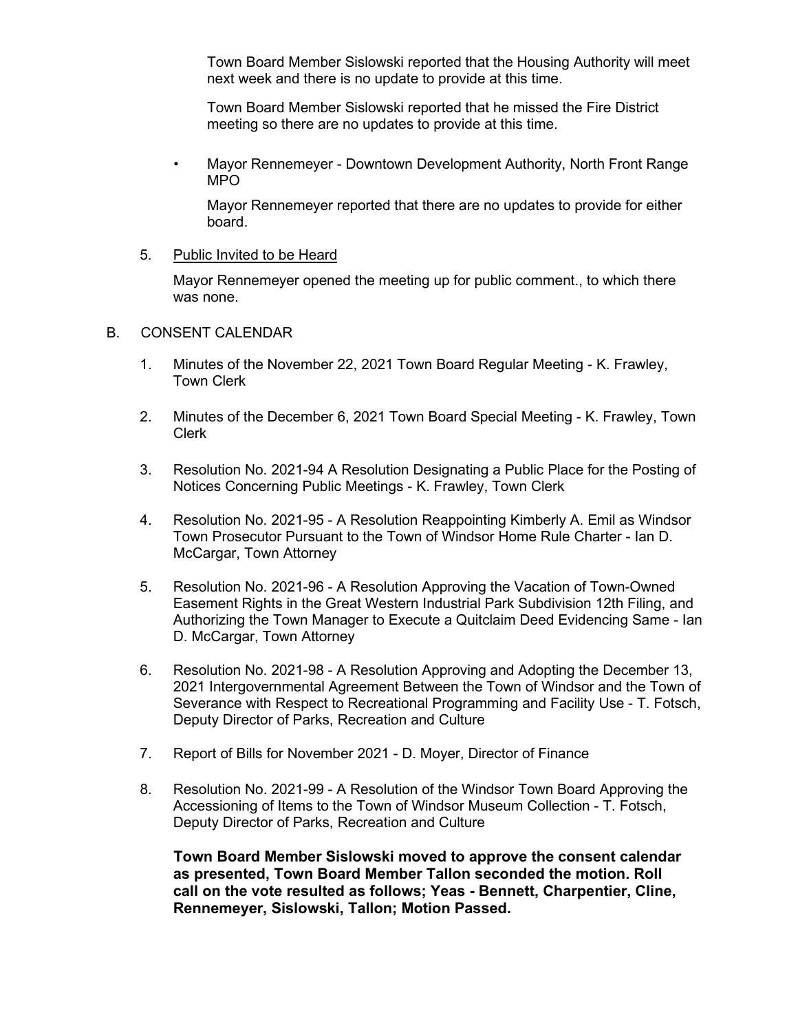Town Board Member Sislowski reported that the Housing Authority will meet next week and there is no update to provide at this time.

Town Board Member Sislowski reported that he missed the Fire District meeting so there are no updates to provide at this time.

- Mayor Rennemeyer - Downtown Development Authority, North Front Range MPO

  Mayor Rennemeyer reported that there are no updates to provide for either board.

5. Public Invited to be Heard

   Mayor Rennemeyer opened the meeting up for public comment., to which there was none.

B. CONSENT CALENDAR

1. Minutes of the November 22, 2021 Town Board Regular Meeting - K. Frawley, Town Clerk

2. Minutes of the December 6, 2021 Town Board Special Meeting - K. Frawley, Town Clerk

3. Resolution No. 2021-94 A Resolution Designating a Public Place for the Posting of Notices Concerning Public Meetings - K. Frawley, Town Clerk

4. Resolution No. 2021-95 - A Resolution Reappointing Kimberly A. Emil as Windsor Town Prosecutor Pursuant to the Town of Windsor Home Rule Charter - Ian D. McCargar, Town Attorney

5. Resolution No. 2021-96 - A Resolution Approving the Vacation of Town-Owned Easement Rights in the Great Western Industrial Park Subdivision 12th Filing, and Authorizing the Town Manager to Execute a Quitclaim Deed Evidencing Same - Ian D. McCargar, Town Attorney

6. Resolution No. 2021-98 - A Resolution Approving and Adopting the December 13, 2021 Intergovernmental Agreement Between the Town of Windsor and the Town of Severance with Respect to Recreational Programming and Facility Use - T. Fotsch, Deputy Director of Parks, Recreation and Culture

7. Report of Bills for November 2021 - D. Moyer, Director of Finance

8. Resolution No. 2021-99 - A Resolution of the Windsor Town Board Approving the Accessioning of Items to the Town of Windsor Museum Collection - T. Fotsch, Deputy Director of Parks, Recreation and Culture

   **Town Board Member Sislowski moved to approve the consent calendar as presented, Town Board Member Tallon seconded the motion. Roll call on the vote resulted as follows; Yeas - Bennett, Charpentier, Cline, Rennemeyer, Sislowski, Tallon; Motion Passed.**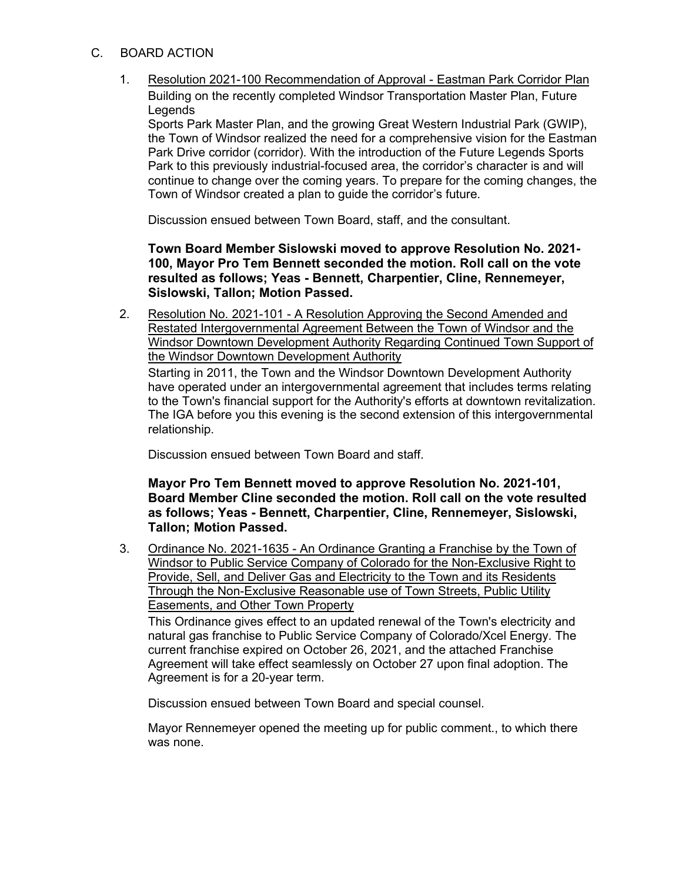## C. BOARD ACTION

1. Resolution 2021-100 Recommendation of Approval - Eastman Park Corridor Plan

   Building on the recently completed Windsor Transportation Master Plan, Future Legends
   
   Sports Park Master Plan, and the growing Great Western Industrial Park (GWIP), the Town of Windsor realized the need for a comprehensive vision for the Eastman Park Drive corridor (corridor). With the introduction of the Future Legends Sports Park to this previously industrial-focused area, the corridor's character is and will continue to change over the coming years. To prepare for the coming changes, the Town of Windsor created a plan to guide the corridor's future.

   Discussion ensued between Town Board, staff, and the consultant.

   **Town Board Member Sislowski moved to approve Resolution No. 2021-100, Mayor Pro Tem Bennett seconded the motion. Roll call on the vote resulted as follows; Yeas - Bennett, Charpentier, Cline, Rennemeyer, Sislowski, Tallon; Motion Passed.**

2. Resolution No. 2021-101 - A Resolution Approving the Second Amended and Restated Intergovernmental Agreement Between the Town of Windsor and the Windsor Downtown Development Authority Regarding Continued Town Support of the Windsor Downtown Development Authority

   Starting in 2011, the Town and the Windsor Downtown Development Authority have operated under an intergovernmental agreement that includes terms relating to the Town's financial support for the Authority's efforts at downtown revitalization. The IGA before you this evening is the second extension of this intergovernmental relationship.

   Discussion ensued between Town Board and staff.

   **Mayor Pro Tem Bennett moved to approve Resolution No. 2021-101, Board Member Cline seconded the motion. Roll call on the vote resulted as follows; Yeas - Bennett, Charpentier, Cline, Rennemeyer, Sislowski, Tallon; Motion Passed.**

3. Ordinance No. 2021-1635 - An Ordinance Granting a Franchise by the Town of Windsor to Public Service Company of Colorado for the Non-Exclusive Right to Provide, Sell, and Deliver Gas and Electricity to the Town and its Residents Through the Non-Exclusive Reasonable use of Town Streets, Public Utility Easements, and Other Town Property

   This Ordinance gives effect to an updated renewal of the Town's electricity and natural gas franchise to Public Service Company of Colorado/Xcel Energy. The current franchise expired on October 26, 2021, and the attached Franchise Agreement will take effect seamlessly on October 27 upon final adoption. The Agreement is for a 20-year term.

   Discussion ensued between Town Board and special counsel.

   Mayor Rennemeyer opened the meeting up for public comment., to which there was none.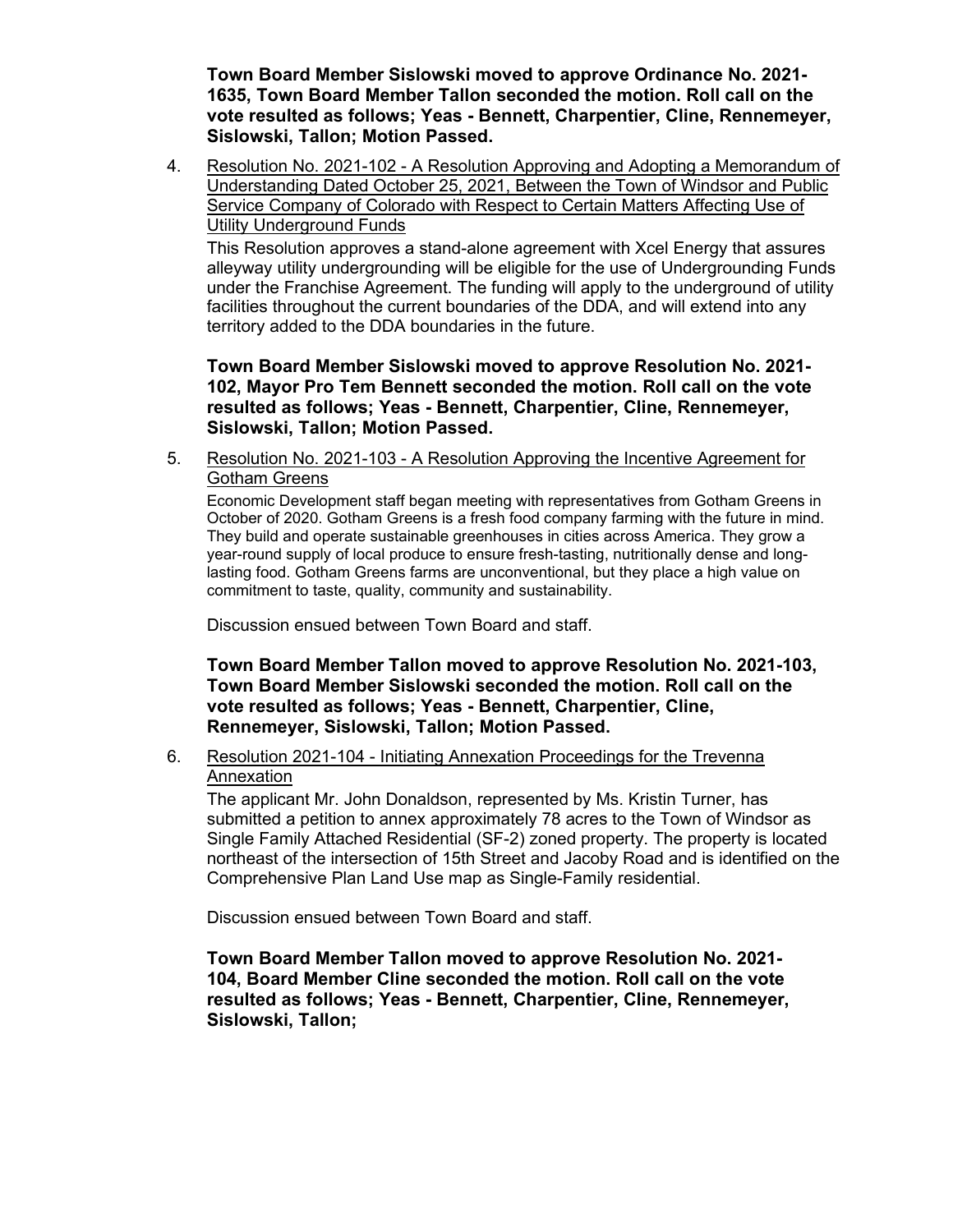**Town Board Member Sislowski moved to approve Ordinance No. 2021-1635, Town Board Member Tallon seconded the motion. Roll call on the vote resulted as follows; Yeas - Bennett, Charpentier, Cline, Rennemeyer, Sislowski, Tallon; Motion Passed.**

4. Resolution No. 2021-102 - A Resolution Approving and Adopting a Memorandum of Understanding Dated October 25, 2021, Between the Town of Windsor and Public Service Company of Colorado with Respect to Certain Matters Affecting Use of Utility Underground Funds

   This Resolution approves a stand-alone agreement with Xcel Energy that assures alleyway utility undergrounding will be eligible for the use of Undergrounding Funds under the Franchise Agreement. The funding will apply to the underground of utility facilities throughout the current boundaries of the DDA, and will extend into any territory added to the DDA boundaries in the future.

   **Town Board Member Sislowski moved to approve Resolution No. 2021-102, Mayor Pro Tem Bennett seconded the motion. Roll call on the vote resulted as follows; Yeas - Bennett, Charpentier, Cline, Rennemeyer, Sislowski, Tallon; Motion Passed.**

5. Resolution No. 2021-103 - A Resolution Approving the Incentive Agreement for Gotham Greens

   Economic Development staff began meeting with representatives from Gotham Greens in October of 2020. Gotham Greens is a fresh food company farming with the future in mind. They build and operate sustainable greenhouses in cities across America. They grow a year-round supply of local produce to ensure fresh-tasting, nutritionally dense and long-lasting food. Gotham Greens farms are unconventional, but they place a high value on commitment to taste, quality, community and sustainability.

   Discussion ensued between Town Board and staff.

   **Town Board Member Tallon moved to approve Resolution No. 2021-103, Town Board Member Sislowski seconded the motion. Roll call on the vote resulted as follows; Yeas - Bennett, Charpentier, Cline, Rennemeyer, Sislowski, Tallon; Motion Passed.**

6. Resolution 2021-104 - Initiating Annexation Proceedings for the Trevenna Annexation

   The applicant Mr. John Donaldson, represented by Ms. Kristin Turner, has submitted a petition to annex approximately 78 acres to the Town of Windsor as Single Family Attached Residential (SF-2) zoned property. The property is located northeast of the intersection of 15th Street and Jacoby Road and is identified on the Comprehensive Plan Land Use map as Single-Family residential.

   Discussion ensued between Town Board and staff.

   **Town Board Member Tallon moved to approve Resolution No. 2021-104, Board Member Cline seconded the motion. Roll call on the vote resulted as follows; Yeas - Bennett, Charpentier, Cline, Rennemeyer, Sislowski, Tallon;**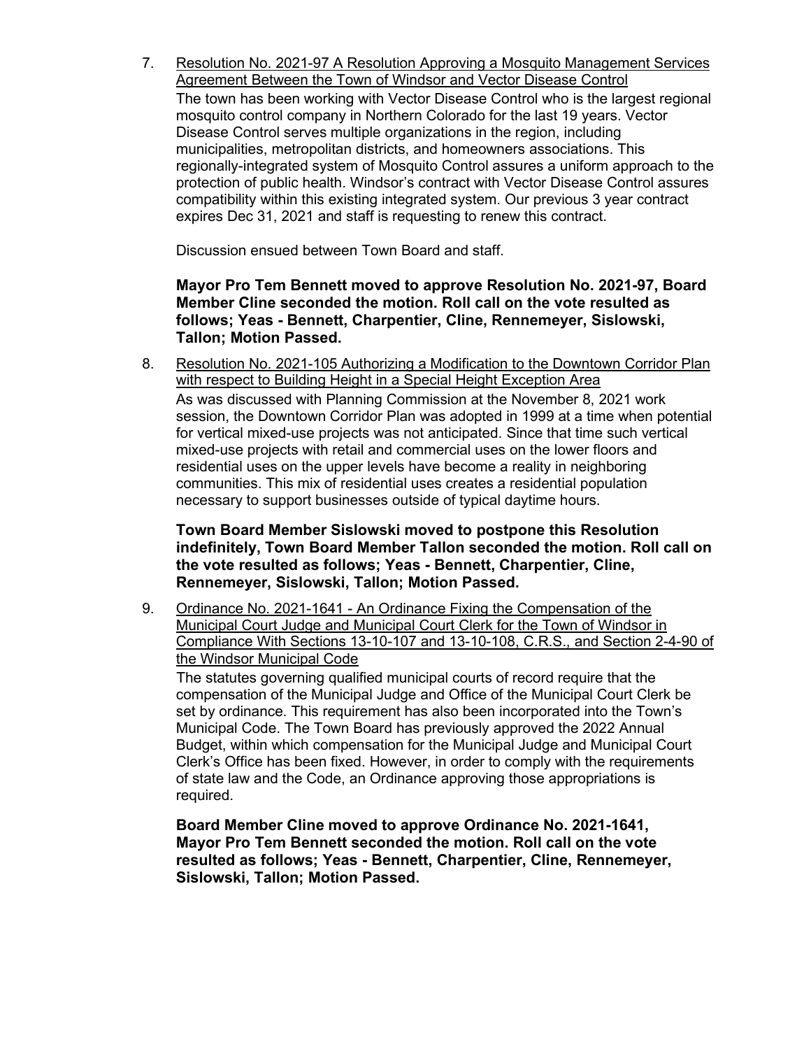7. Resolution No. 2021-97 A Resolution Approving a Mosquito Management Services Agreement Between the Town of Windsor and Vector Disease Control

   The town has been working with Vector Disease Control who is the largest regional mosquito control company in Northern Colorado for the last 19 years. Vector Disease Control serves multiple organizations in the region, including municipalities, metropolitan districts, and homeowners associations. This regionally-integrated system of Mosquito Control assures a uniform approach to the protection of public health. Windsor's contract with Vector Disease Control assures compatibility within this existing integrated system. Our previous 3 year contract expires Dec 31, 2021 and staff is requesting to renew this contract.

   Discussion ensued between Town Board and staff.

   **Mayor Pro Tem Bennett moved to approve Resolution No. 2021-97, Board Member Cline seconded the motion. Roll call on the vote resulted as follows; Yeas - Bennett, Charpentier, Cline, Rennemeyer, Sislowski, Tallon; Motion Passed.**

8. Resolution No. 2021-105 Authorizing a Modification to the Downtown Corridor Plan with respect to Building Height in a Special Height Exception Area

   As was discussed with Planning Commission at the November 8, 2021 work session, the Downtown Corridor Plan was adopted in 1999 at a time when potential for vertical mixed-use projects was not anticipated. Since that time such vertical mixed-use projects with retail and commercial uses on the lower floors and residential uses on the upper levels have become a reality in neighboring communities. This mix of residential uses creates a residential population necessary to support businesses outside of typical daytime hours.

   **Town Board Member Sislowski moved to postpone this Resolution indefinitely, Town Board Member Tallon seconded the motion. Roll call on the vote resulted as follows; Yeas - Bennett, Charpentier, Cline, Rennemeyer, Sislowski, Tallon; Motion Passed.**

9. Ordinance No. 2021-1641 - An Ordinance Fixing the Compensation of the Municipal Court Judge and Municipal Court Clerk for the Town of Windsor in Compliance With Sections 13-10-107 and 13-10-108, C.R.S., and Section 2-4-90 of the Windsor Municipal Code

   The statutes governing qualified municipal courts of record require that the compensation of the Municipal Judge and Office of the Municipal Court Clerk be set by ordinance. This requirement has also been incorporated into the Town's Municipal Code. The Town Board has previously approved the 2022 Annual Budget, within which compensation for the Municipal Judge and Municipal Court Clerk's Office has been fixed. However, in order to comply with the requirements of state law and the Code, an Ordinance approving those appropriations is required.

   **Board Member Cline moved to approve Ordinance No. 2021-1641, Mayor Pro Tem Bennett seconded the motion. Roll call on the vote resulted as follows; Yeas - Bennett, Charpentier, Cline, Rennemeyer, Sislowski, Tallon; Motion Passed.**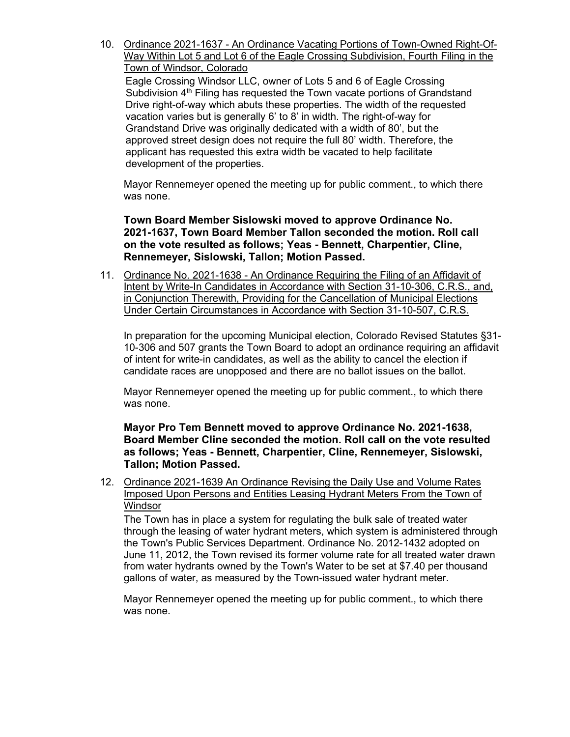10. Ordinance 2021-1637 - An Ordinance Vacating Portions of Town-Owned Right-Of-Way Within Lot 5 and Lot 6 of the Eagle Crossing Subdivision, Fourth Filing in the Town of Windsor, Colorado

    Eagle Crossing Windsor LLC, owner of Lots 5 and 6 of Eagle Crossing Subdivision 4th Filing has requested the Town vacate portions of Grandstand Drive right-of-way which abuts these properties. The width of the requested vacation varies but is generally 6' to 8' in width. The right-of-way for Grandstand Drive was originally dedicated with a width of 80', but the approved street design does not require the full 80' width. Therefore, the applicant has requested this extra width be vacated to help facilitate development of the properties.

    Mayor Rennemeyer opened the meeting up for public comment., to which there was none.

    **Town Board Member Sislowski moved to approve Ordinance No. 2021-1637, Town Board Member Tallon seconded the motion. Roll call on the vote resulted as follows; Yeas - Bennett, Charpentier, Cline, Rennemeyer, Sislowski, Tallon; Motion Passed.**

11. Ordinance No. 2021-1638 - An Ordinance Requiring the Filing of an Affidavit of Intent by Write-In Candidates in Accordance with Section 31-10-306, C.R.S., and, in Conjunction Therewith, Providing for the Cancellation of Municipal Elections Under Certain Circumstances in Accordance with Section 31-10-507, C.R.S.

    In preparation for the upcoming Municipal election, Colorado Revised Statutes §31-10-306 and 507 grants the Town Board to adopt an ordinance requiring an affidavit of intent for write-in candidates, as well as the ability to cancel the election if candidate races are unopposed and there are no ballot issues on the ballot.

    Mayor Rennemeyer opened the meeting up for public comment., to which there was none.

    **Mayor Pro Tem Bennett moved to approve Ordinance No. 2021-1638, Board Member Cline seconded the motion. Roll call on the vote resulted as follows; Yeas - Bennett, Charpentier, Cline, Rennemeyer, Sislowski, Tallon; Motion Passed.**

12. Ordinance 2021-1639 An Ordinance Revising the Daily Use and Volume Rates Imposed Upon Persons and Entities Leasing Hydrant Meters From the Town of Windsor

    The Town has in place a system for regulating the bulk sale of treated water through the leasing of water hydrant meters, which system is administered through the Town's Public Services Department. Ordinance No. 2012-1432 adopted on June 11, 2012, the Town revised its former volume rate for all treated water drawn from water hydrants owned by the Town's Water to be set at $7.40 per thousand gallons of water, as measured by the Town-issued water hydrant meter.

    Mayor Rennemeyer opened the meeting up for public comment., to which there was none.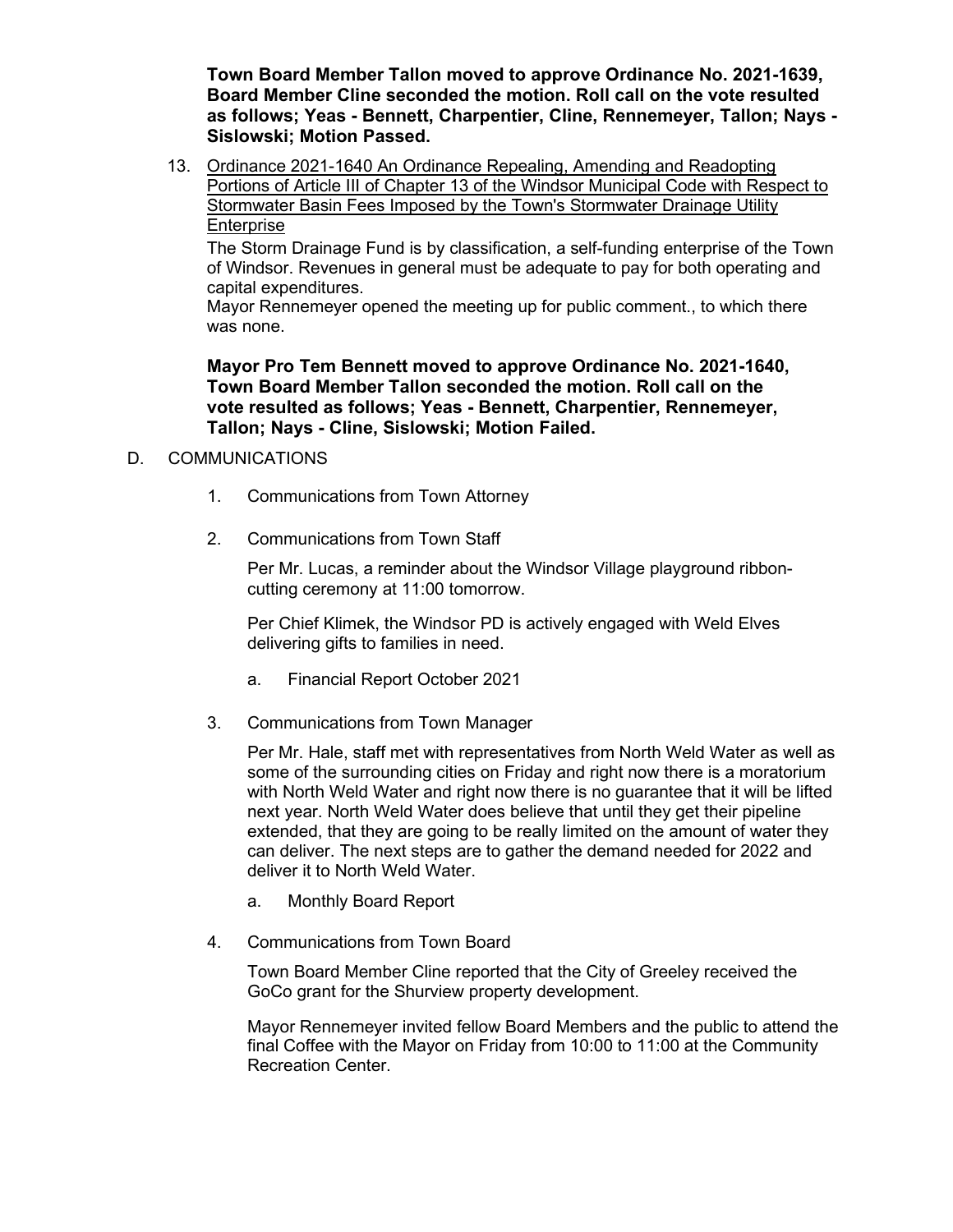**Town Board Member Tallon moved to approve Ordinance No. 2021-1639, Board Member Cline seconded the motion. Roll call on the vote resulted as follows; Yeas - Bennett, Charpentier, Cline, Rennemeyer, Tallon; Nays - Sislowski; Motion Passed.**

13. Ordinance 2021-1640 An Ordinance Repealing, Amending and Readopting Portions of Article III of Chapter 13 of the Windsor Municipal Code with Respect to Stormwater Basin Fees Imposed by the Town's Stormwater Drainage Utility Enterprise

    The Storm Drainage Fund is by classification, a self-funding enterprise of the Town of Windsor. Revenues in general must be adequate to pay for both operating and capital expenditures.

    Mayor Rennemeyer opened the meeting up for public comment., to which there was none.

    **Mayor Pro Tem Bennett moved to approve Ordinance No. 2021-1640, Town Board Member Tallon seconded the motion. Roll call on the vote resulted as follows; Yeas - Bennett, Charpentier, Rennemeyer, Tallon; Nays - Cline, Sislowski; Motion Failed.**

D. COMMUNICATIONS

1. Communications from Town Attorney

2. Communications from Town Staff

   Per Mr. Lucas, a reminder about the Windsor Village playground ribbon-cutting ceremony at 11:00 tomorrow.

   Per Chief Klimek, the Windsor PD is actively engaged with Weld Elves delivering gifts to families in need.

   a. Financial Report October 2021

3. Communications from Town Manager

   Per Mr. Hale, staff met with representatives from North Weld Water as well as some of the surrounding cities on Friday and right now there is a moratorium with North Weld Water and right now there is no guarantee that it will be lifted next year. North Weld Water does believe that until they get their pipeline extended, that they are going to be really limited on the amount of water they can deliver. The next steps are to gather the demand needed for 2022 and deliver it to North Weld Water.

   a. Monthly Board Report

4. Communications from Town Board

   Town Board Member Cline reported that the City of Greeley received the GoCo grant for the Shurview property development.

   Mayor Rennemeyer invited fellow Board Members and the public to attend the final Coffee with the Mayor on Friday from 10:00 to 11:00 at the Community Recreation Center.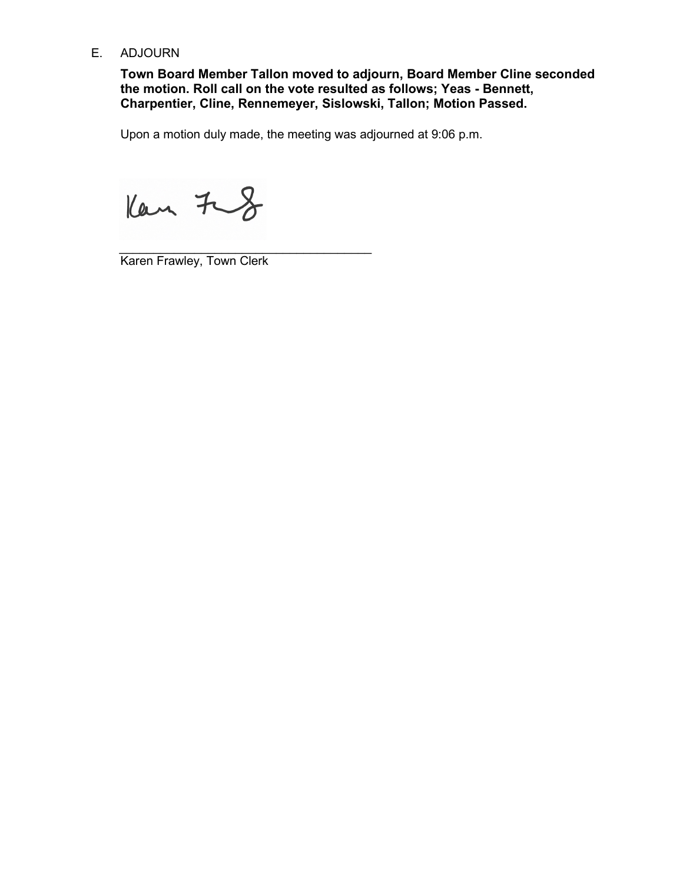E. ADJOURN

**Town Board Member Tallon moved to adjourn, Board Member Cline seconded the motion. Roll call on the vote resulted as follows; Yeas - Bennett, Charpentier, Cline, Rennemeyer, Sislowski, Tallon; Motion Passed.**

Upon a motion duly made, the meeting was adjourned at 9:06 p.m.

\_\_\_\_\_\_\_\_\_\_\_\_\_\_\_\_\_\_\_\_\_\_\_\_\_\_\_\_\_\_\_\_\_\_\_\_\_\_

Karen Frawley, Town Clerk